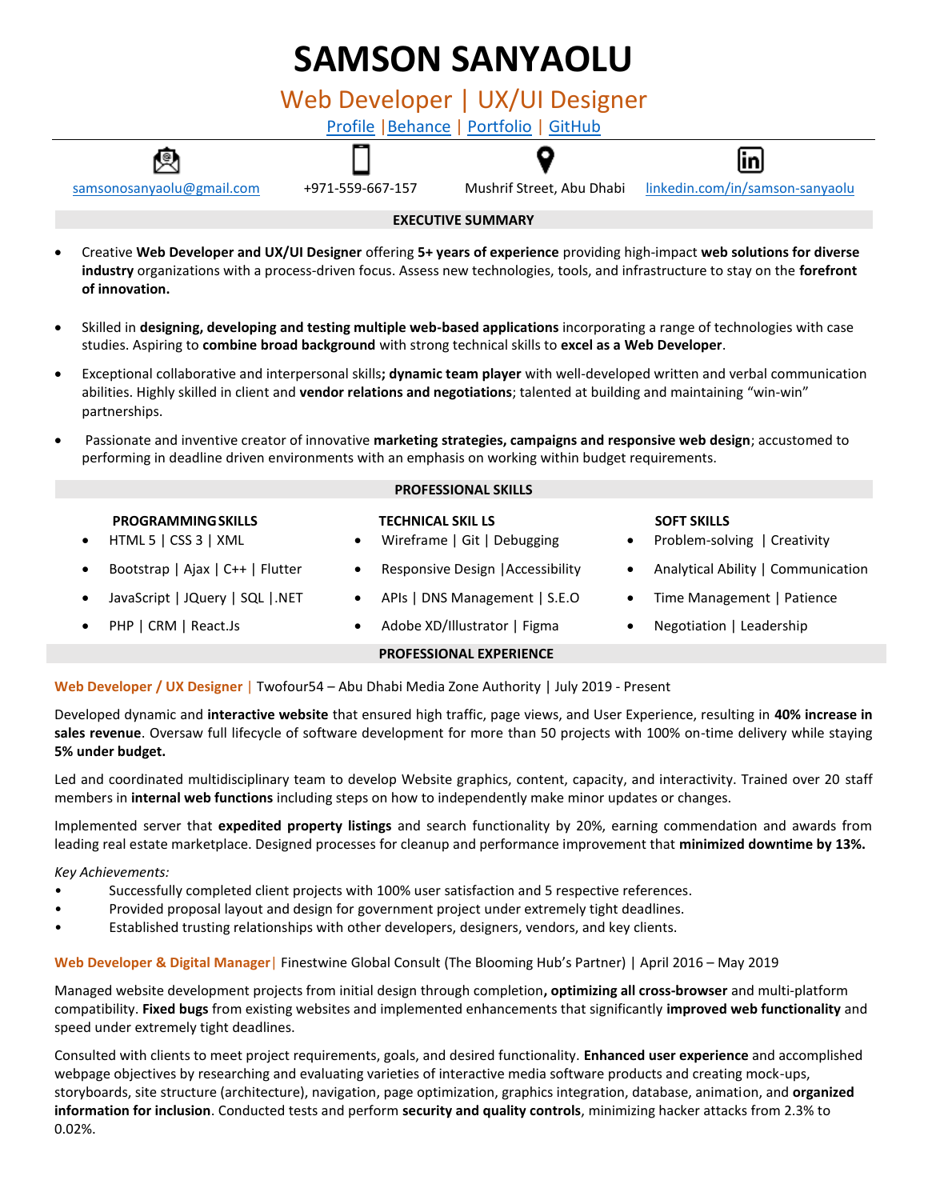# SAMSON SANYAOLU

## Web Developer | UX/UI Designer

Profile |Behance | Portfolio | GitHub

samsonosanyaolu@gmail.com | +971-559-667-157 | Mushrif Street, Abu Dhabi | linkedin.com/in/samson-sanyaolu

## EXECUTIVE SUMMARY

- Creative **Web Developer and UX/UI Designer** offering **5+ years of experience** providing high-impact **web solutions for diverse industry** organizations with a process-driven focus. Assess new technologies, tools, and infrastructure to stay on the **forefront of innovation.**
- Skilled in **designing, developing and testing multiple web-based applications** incorporating a range of technologies with case studies. Aspiring to **combine broad background** with strong technical skills to **excel as a Web Developer**.
- Exceptional collaborative and interpersonal skills**; dynamic team player** with well-developed written and verbal communication abilities. Highly skilled in client and **vendor relations and negotiations**; talented at building and maintaining "win-win" partnerships.
- Passionate and inventive creator of innovative **marketing strategies, campaigns and responsive web design**; accustomed to performing in deadline driven environments with an emphasis on working within budget requirements.

## PROFESSIONAL SKILLS

**PROGRAMMING SKILLS**
- HTML 5 | CSS 3 | XML
- Bootstrap | Ajax | C++ | Flutter
- JavaScript | JQuery | SQL |.NET
- PHP | CRM | React.Js

**TECHNICAL SKIL LS**
- Wireframe | Git | Debugging
- Responsive Design |Accessibility
- APIs | DNS Management | S.E.O
- Adobe XD/Illustrator | Figma

**SOFT SKILLS**
- Problem-solving | Creativity
- Analytical Ability | Communication
- Time Management | Patience
- Negotiation | Leadership

## PROFESSIONAL EXPERIENCE

**Web Developer / UX Designer |** Twofour54 – Abu Dhabi Media Zone Authority | July 2019 - Present

Developed dynamic and **interactive website** that ensured high traffic, page views, and User Experience, resulting in **40% increase in sales revenue**. Oversaw full lifecycle of software development for more than 50 projects with 100% on-time delivery while staying **5% under budget.**

Led and coordinated multidisciplinary team to develop Website graphics, content, capacity, and interactivity. Trained over 20 staff members in **internal web functions** including steps on how to independently make minor updates or changes.

Implemented server that **expedited property listings** and search functionality by 20%, earning commendation and awards from leading real estate marketplace. Designed processes for cleanup and performance improvement that **minimized downtime by 13%.**

*Key Achievements:*
- Successfully completed client projects with 100% user satisfaction and 5 respective references.
- Provided proposal layout and design for government project under extremely tight deadlines.
- Established trusting relationships with other developers, designers, vendors, and key clients.

**Web Developer & Digital Manager|** Finestwine Global Consult (The Blooming Hub's Partner) | April 2016 – May 2019

Managed website development projects from initial design through completion**, optimizing all cross-browser** and multi-platform compatibility. **Fixed bugs** from existing websites and implemented enhancements that significantly **improved web functionality** and speed under extremely tight deadlines.

Consulted with clients to meet project requirements, goals, and desired functionality. **Enhanced user experience** and accomplished webpage objectives by researching and evaluating varieties of interactive media software products and creating mock-ups, storyboards, site structure (architecture), navigation, page optimization, graphics integration, database, animation, and **organized information for inclusion**. Conducted tests and perform **security and quality controls**, minimizing hacker attacks from 2.3% to 0.02%.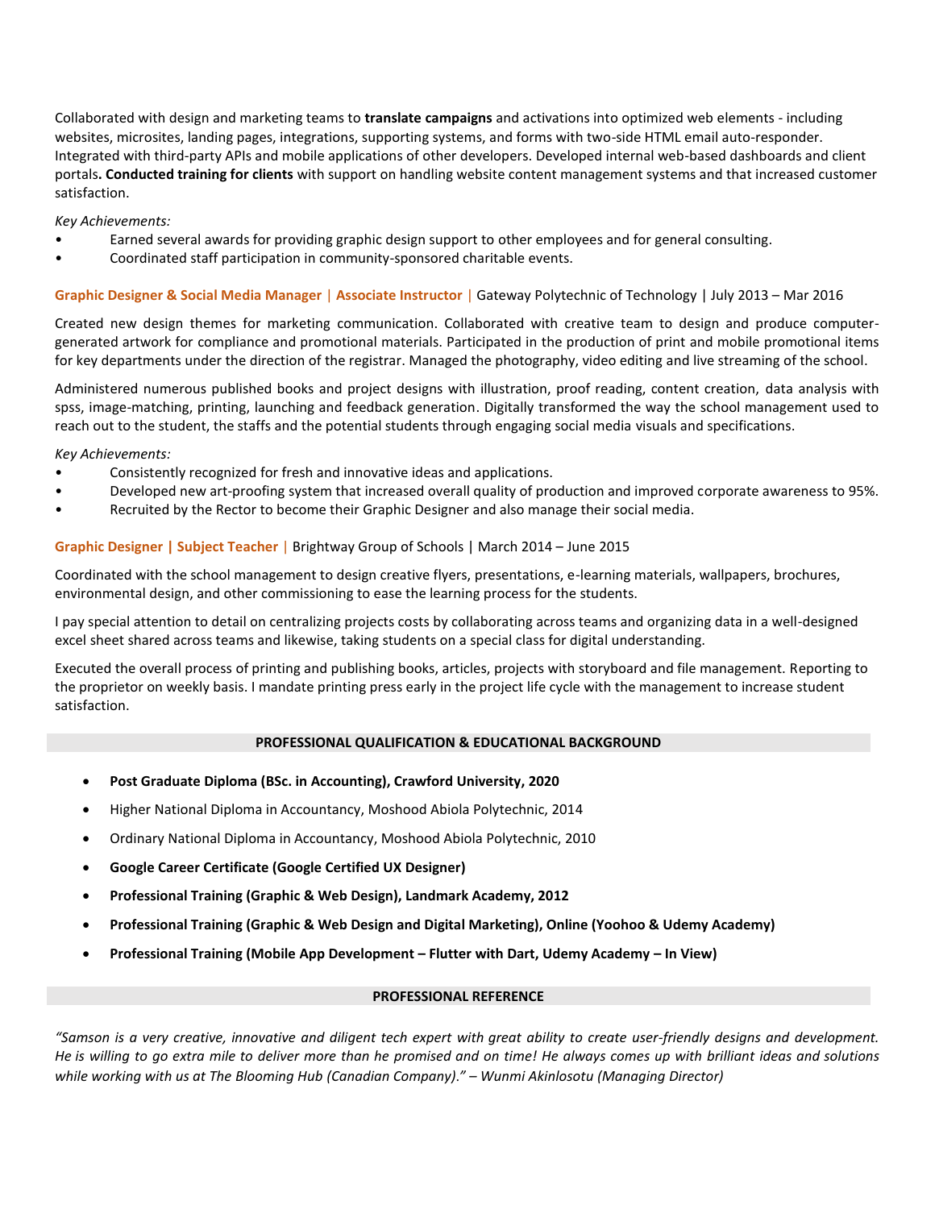Collaborated with design and marketing teams to **translate campaigns** and activations into optimized web elements - including websites, microsites, landing pages, integrations, supporting systems, and forms with two-side HTML email auto-responder. Integrated with third-party APIs and mobile applications of other developers. Developed internal web-based dashboards and client portals**. Conducted training for clients** with support on handling website content management systems and that increased customer satisfaction.

*Key Achievements:*

- Earned several awards for providing graphic design support to other employees and for general consulting.
- Coordinated staff participation in community-sponsored charitable events.

**Graphic Designer & Social Media Manager | Associate Instructor |** Gateway Polytechnic of Technology | July 2013 – Mar 2016

Created new design themes for marketing communication. Collaborated with creative team to design and produce computer-generated artwork for compliance and promotional materials. Participated in the production of print and mobile promotional items for key departments under the direction of the registrar. Managed the photography, video editing and live streaming of the school.

Administered numerous published books and project designs with illustration, proof reading, content creation, data analysis with spss, image-matching, printing, launching and feedback generation. Digitally transformed the way the school management used to reach out to the student, the staffs and the potential students through engaging social media visuals and specifications.

*Key Achievements:*

- Consistently recognized for fresh and innovative ideas and applications.
- Developed new art-proofing system that increased overall quality of production and improved corporate awareness to 95%.
- Recruited by the Rector to become their Graphic Designer and also manage their social media.

**Graphic Designer | Subject Teacher |** Brightway Group of Schools | March 2014 – June 2015

Coordinated with the school management to design creative flyers, presentations, e-learning materials, wallpapers, brochures, environmental design, and other commissioning to ease the learning process for the students.

I pay special attention to detail on centralizing projects costs by collaborating across teams and organizing data in a well-designed excel sheet shared across teams and likewise, taking students on a special class for digital understanding.

Executed the overall process of printing and publishing books, articles, projects with storyboard and file management. Reporting to the proprietor on weekly basis. I mandate printing press early in the project life cycle with the management to increase student satisfaction.

## PROFESSIONAL QUALIFICATION & EDUCATIONAL BACKGROUND

- **Post Graduate Diploma (BSc. in Accounting), Crawford University, 2020**
- Higher National Diploma in Accountancy, Moshood Abiola Polytechnic, 2014
- Ordinary National Diploma in Accountancy, Moshood Abiola Polytechnic, 2010
- **Google Career Certificate (Google Certified UX Designer)**
- **Professional Training (Graphic & Web Design), Landmark Academy, 2012**
- **Professional Training (Graphic & Web Design and Digital Marketing), Online (Yoohoo & Udemy Academy)**
- **Professional Training (Mobile App Development – Flutter with Dart, Udemy Academy – In View)**

## PROFESSIONAL REFERENCE

*"Samson is a very creative, innovative and diligent tech expert with great ability to create user-friendly designs and development. He is willing to go extra mile to deliver more than he promised and on time! He always comes up with brilliant ideas and solutions while working with us at The Blooming Hub (Canadian Company)." – Wunmi Akinlosotu (Managing Director)*